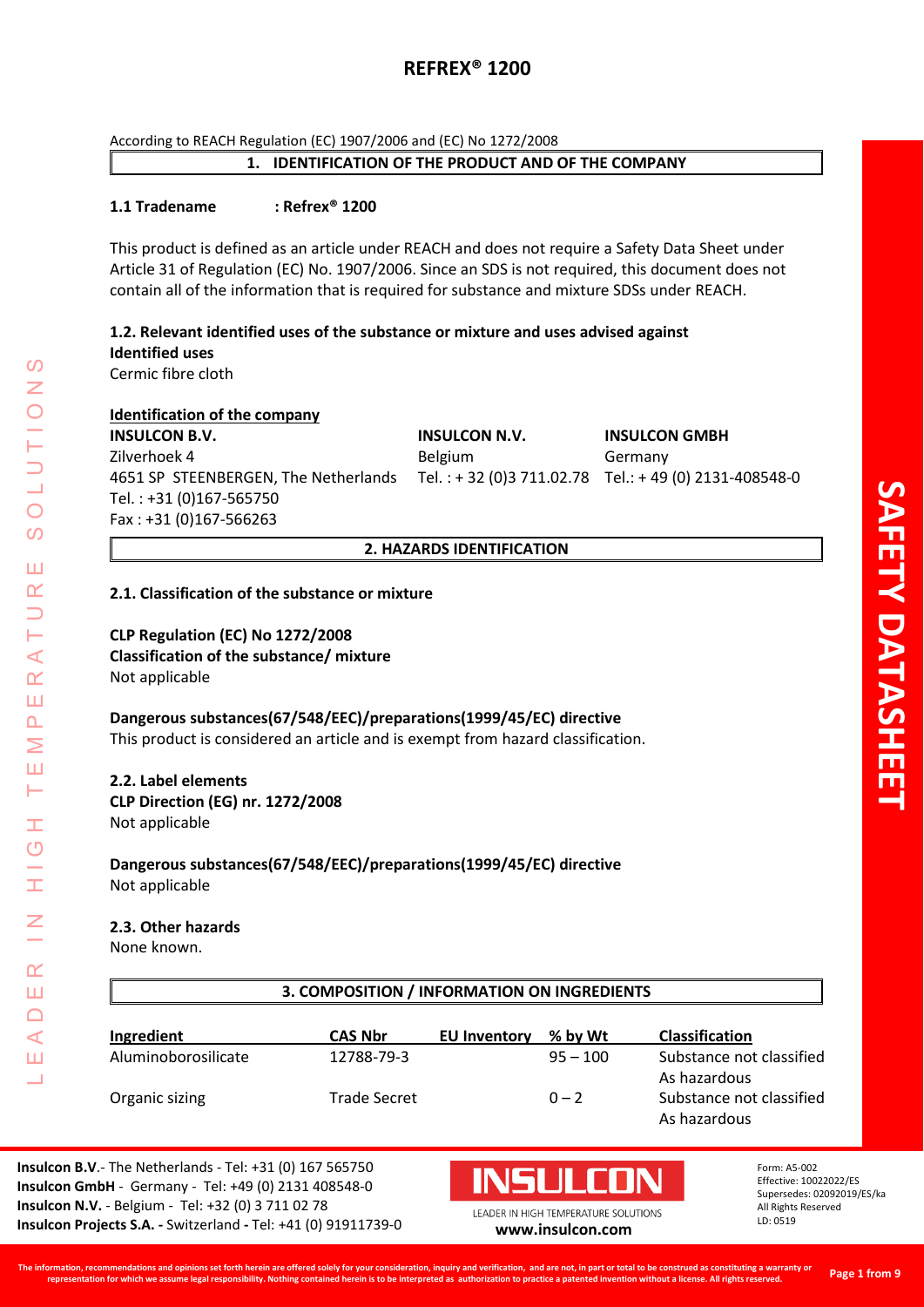# REFREX® 1200

According to REACH Regulation (EC) 1907/2006 and (EC) No 1272/2008

## 1. IDENTIFICATION OF THE PRODUCT AND OF THE COMPANY

**1.1 Tradename : Refrex® 1200**

This product is defined as an article under REACH and does not require a Safety Data Sheet under Article 31 of Regulation (EC) No. 1907/2006. Since an SDS is not required, this document does not contain all of the information that is required for substance and mixture SDSs under REACH.

**1.2. Relevant identified uses of the substance or mixture and uses advised against**

**Identified uses**

Cermic fibre cloth

**Identification of the company**

| **INSULCON B.V.** | **INSULCON N.V.** | **INSULCON GMBH** |
|---|---|---|
| Zilverhoek 4 | Belgium | Germany |
| 4651 SP STEENBERGEN, The Netherlands | Tel. : + 32 (0)3 711.02.78 | Tel.: + 49 (0) 2131-408548-0 |
| Tel. : +31 (0)167-565750 | | |
| Fax : +31 (0)167-566263 | | |

## 2. HAZARDS IDENTIFICATION

**2.1. Classification of the substance or mixture**

**CLP Regulation (EC) No 1272/2008**

**Classification of the substance/ mixture**

Not applicable

**Dangerous substances(67/548/EEC)/preparations(1999/45/EC) directive**

This product is considered an article and is exempt from hazard classification.

**2.2. Label elements**

**CLP Direction (EG) nr. 1272/2008**

Not applicable

**Dangerous substances(67/548/EEC)/preparations(1999/45/EC) directive**

Not applicable

**2.3. Other hazards**

None known.

## 3. COMPOSITION / INFORMATION ON INGREDIENTS

| Ingredient | CAS Nbr | EU Inventory | % by Wt | Classification |
|---|---|---|---|---|
| Aluminoborosilicate | 12788-79-3 | | 95 – 100 | Substance not classified As hazardous |
| Organic sizing | Trade Secret | | 0 – 2 | Substance not classified As hazardous |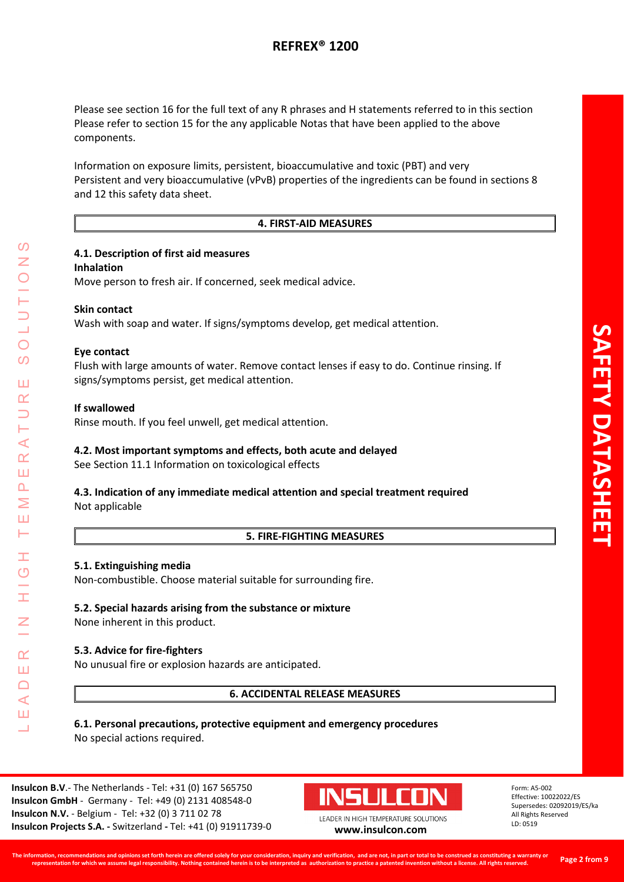Please see section 16 for the full text of any R phrases and H statements referred to in this section
Please refer to section 15 for the any applicable Notas that have been applied to the above components.

Information on exposure limits, persistent, bioaccumulative and toxic (PBT) and very Persistent and very bioaccumulative (vPvB) properties of the ingredients can be found in sections 8 and 12 this safety data sheet.

## 4. FIRST-AID MEASURES

### 4.1. Description of first aid measures

**Inhalation**
Move person to fresh air. If concerned, seek medical advice.

**Skin contact**
Wash with soap and water. If signs/symptoms develop, get medical attention.

**Eye contact**
Flush with large amounts of water. Remove contact lenses if easy to do. Continue rinsing. If signs/symptoms persist, get medical attention.

**If swallowed**
Rinse mouth. If you feel unwell, get medical attention.

### 4.2. Most important symptoms and effects, both acute and delayed

See Section 11.1 Information on toxicological effects

### 4.3. Indication of any immediate medical attention and special treatment required

Not applicable

## 5. FIRE-FIGHTING MEASURES

### 5.1. Extinguishing media

Non-combustible. Choose material suitable for surrounding fire.

### 5.2. Special hazards arising from the substance or mixture

None inherent in this product.

### 5.3. Advice for fire-fighters

No unusual fire or explosion hazards are anticipated.

## 6. ACCIDENTAL RELEASE MEASURES

### 6.1. Personal precautions, protective equipment and emergency procedures

No special actions required.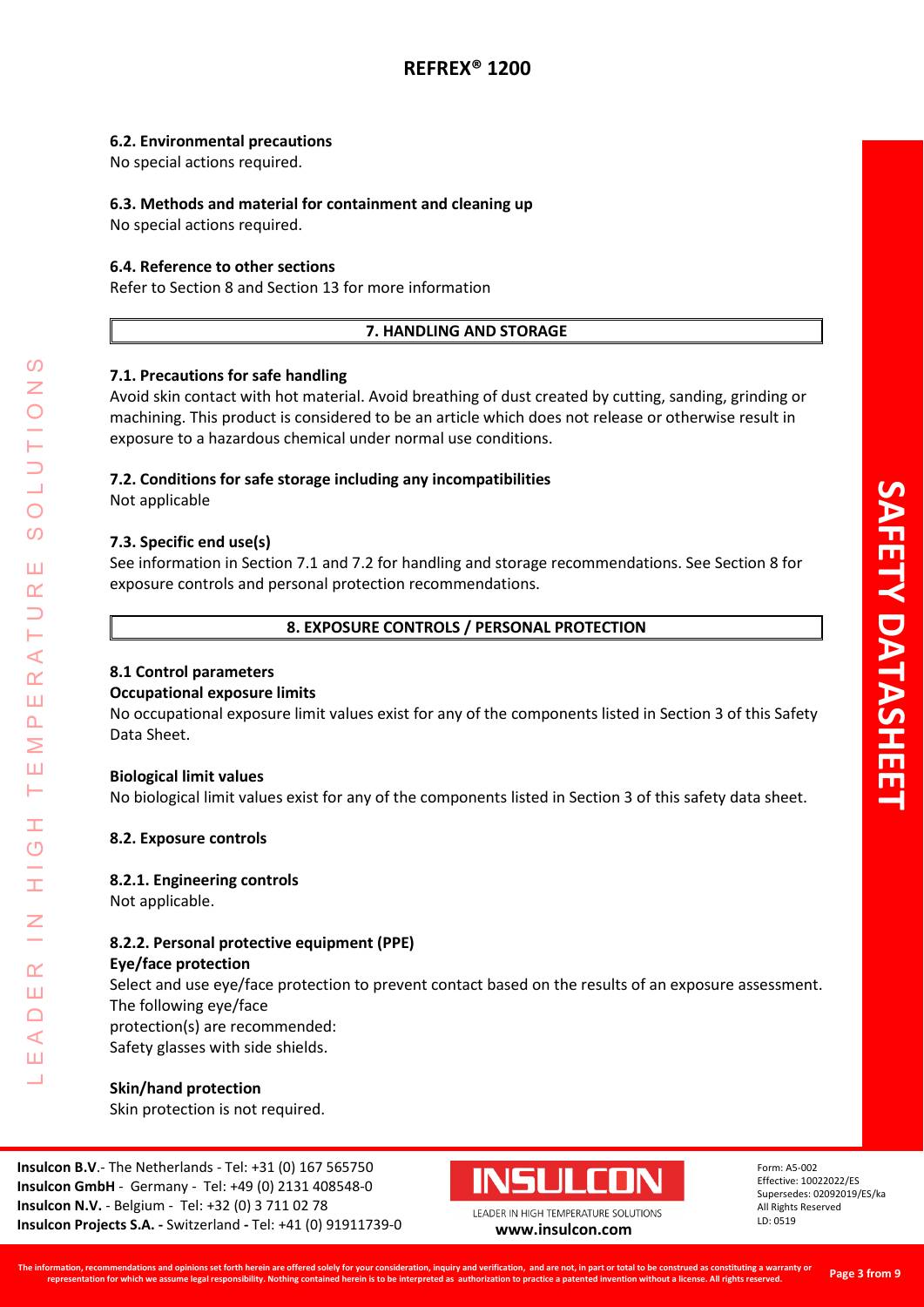### 6.2. Environmental precautions

No special actions required.

### 6.3. Methods and material for containment and cleaning up

No special actions required.

### 6.4. Reference to other sections

Refer to Section 8 and Section 13 for more information

## 7. HANDLING AND STORAGE

### 7.1. Precautions for safe handling

Avoid skin contact with hot material. Avoid breathing of dust created by cutting, sanding, grinding or machining. This product is considered to be an article which does not release or otherwise result in exposure to a hazardous chemical under normal use conditions.

### 7.2. Conditions for safe storage including any incompatibilities

Not applicable

### 7.3. Specific end use(s)

See information in Section 7.1 and 7.2 for handling and storage recommendations. See Section 8 for exposure controls and personal protection recommendations.

## 8. EXPOSURE CONTROLS / PERSONAL PROTECTION

### 8.1 Control parameters

**Occupational exposure limits**

No occupational exposure limit values exist for any of the components listed in Section 3 of this Safety Data Sheet.

**Biological limit values**

No biological limit values exist for any of the components listed in Section 3 of this safety data sheet.

### 8.2. Exposure controls

#### 8.2.1. Engineering controls

Not applicable.

#### 8.2.2. Personal protective equipment (PPE)

**Eye/face protection**

Select and use eye/face protection to prevent contact based on the results of an exposure assessment. The following eye/face protection(s) are recommended:
Safety glasses with side shields.

**Skin/hand protection**

Skin protection is not required.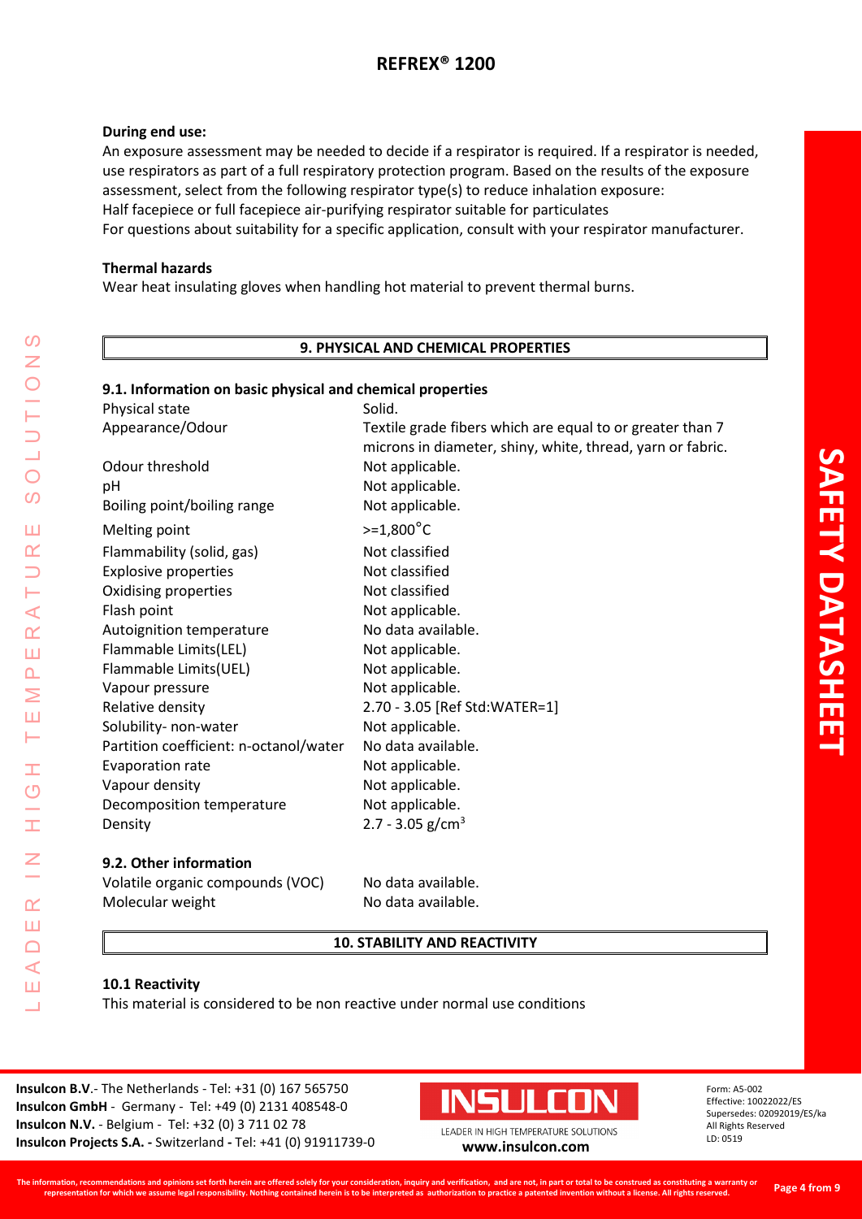**During end use:**

An exposure assessment may be needed to decide if a respirator is required. If a respirator is needed, use respirators as part of a full respiratory protection program. Based on the results of the exposure assessment, select from the following respirator type(s) to reduce inhalation exposure:
Half facepiece or full facepiece air-purifying respirator suitable for particulates
For questions about suitability for a specific application, consult with your respirator manufacturer.

**Thermal hazards**

Wear heat insulating gloves when handling hot material to prevent thermal burns.

## 9. PHYSICAL AND CHEMICAL PROPERTIES

### 9.1. Information on basic physical and chemical properties

| | |
|---|---|
| Physical state | Solid. |
| Appearance/Odour | Textile grade fibers which are equal to or greater than 7 microns in diameter, shiny, white, thread, yarn or fabric. |
| Odour threshold | Not applicable. |
| pH | Not applicable. |
| Boiling point/boiling range | Not applicable. |
| Melting point | >=1,800°C |
| Flammability (solid, gas) | Not classified |
| Explosive properties | Not classified |
| Oxidising properties | Not classified |
| Flash point | Not applicable. |
| Autoignition temperature | No data available. |
| Flammable Limits(LEL) | Not applicable. |
| Flammable Limits(UEL) | Not applicable. |
| Vapour pressure | Not applicable. |
| Relative density | 2.70 - 3.05 [Ref Std:WATER=1] |
| Solubility- non-water | Not applicable. |
| Partition coefficient: n-octanol/water | No data available. |
| Evaporation rate | Not applicable. |
| Vapour density | Not applicable. |
| Decomposition temperature | Not applicable. |
| Density | 2.7 - 3.05 g/cm$^3$ |

### 9.2. Other information

| | |
|---|---|
| Volatile organic compounds (VOC) | No data available. |
| Molecular weight | No data available. |

## 10. STABILITY AND REACTIVITY

### 10.1 Reactivity

This material is considered to be non reactive under normal use conditions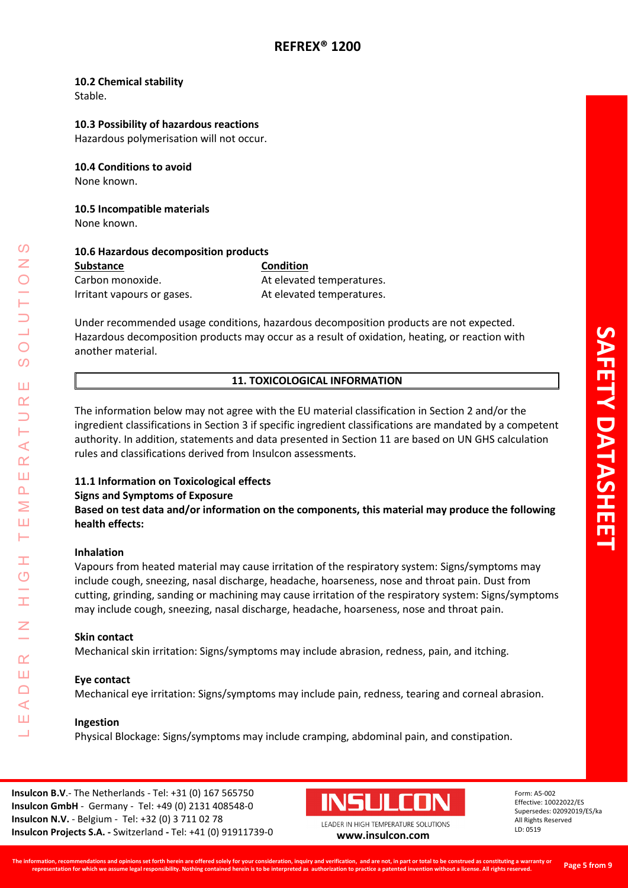### 10.2 Chemical stability

Stable.

### 10.3 Possibility of hazardous reactions

Hazardous polymerisation will not occur.

### 10.4 Conditions to avoid

None known.

### 10.5 Incompatible materials

None known.

### 10.6 Hazardous decomposition products

| Substance | Condition |
|---|---|
| Carbon monoxide. | At elevated temperatures. |
| Irritant vapours or gases. | At elevated temperatures. |

Under recommended usage conditions, hazardous decomposition products are not expected. Hazardous decomposition products may occur as a result of oxidation, heating, or reaction with another material.

## 11. TOXICOLOGICAL INFORMATION

The information below may not agree with the EU material classification in Section 2 and/or the ingredient classifications in Section 3 if specific ingredient classifications are mandated by a competent authority. In addition, statements and data presented in Section 11 are based on UN GHS calculation rules and classifications derived from Insulcon assessments.

### 11.1 Information on Toxicological effects

**Signs and Symptoms of Exposure**

**Based on test data and/or information on the components, this material may produce the following health effects:**

**Inhalation**

Vapours from heated material may cause irritation of the respiratory system: Signs/symptoms may include cough, sneezing, nasal discharge, headache, hoarseness, nose and throat pain. Dust from cutting, grinding, sanding or machining may cause irritation of the respiratory system: Signs/symptoms may include cough, sneezing, nasal discharge, headache, hoarseness, nose and throat pain.

**Skin contact**

Mechanical skin irritation: Signs/symptoms may include abrasion, redness, pain, and itching.

**Eye contact**

Mechanical eye irritation: Signs/symptoms may include pain, redness, tearing and corneal abrasion.

**Ingestion**

Physical Blockage: Signs/symptoms may include cramping, abdominal pain, and constipation.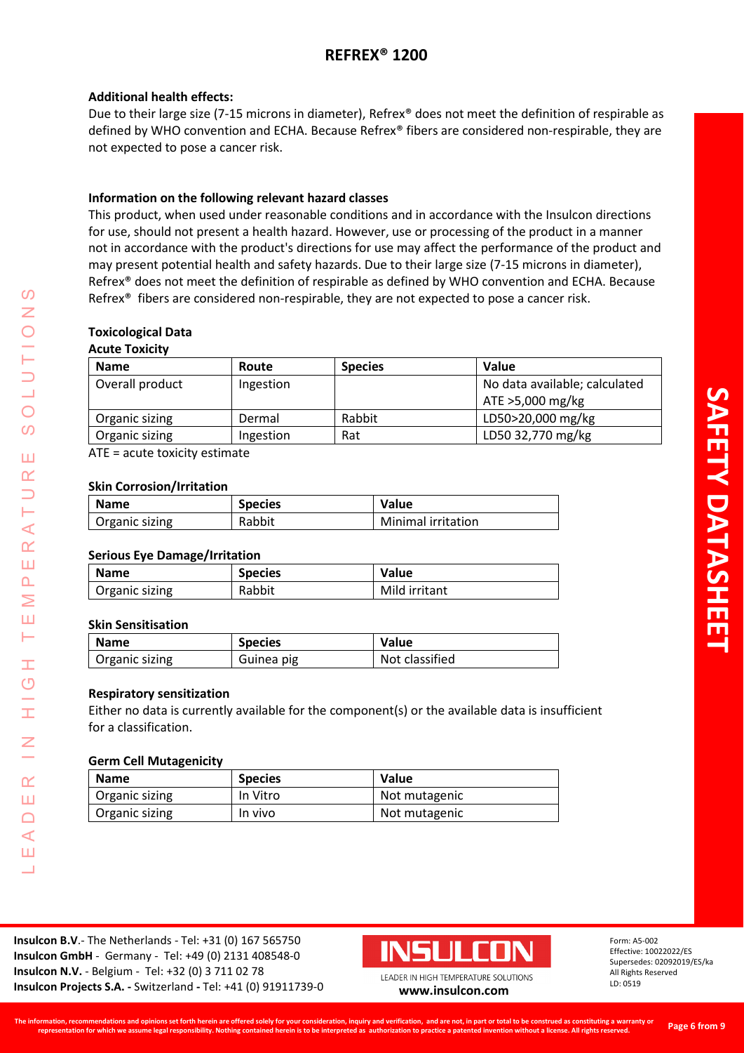**Additional health effects:**

Due to their large size (7-15 microns in diameter), Refrex® does not meet the definition of respirable as defined by WHO convention and ECHA. Because Refrex® fibers are considered non-respirable, they are not expected to pose a cancer risk.

**Information on the following relevant hazard classes**

This product, when used under reasonable conditions and in accordance with the Insulcon directions for use, should not present a health hazard. However, use or processing of the product in a manner not in accordance with the product's directions for use may affect the performance of the product and may present potential health and safety hazards. Due to their large size (7-15 microns in diameter), Refrex® does not meet the definition of respirable as defined by WHO convention and ECHA. Because Refrex® fibers are considered non-respirable, they are not expected to pose a cancer risk.

**Toxicological Data**

**Acute Toxicity**

| Name | Route | Species | Value |
|---|---|---|---|
| Overall product | Ingestion | | No data available; calculated ATE >5,000 mg/kg |
| Organic sizing | Dermal | Rabbit | LD50>20,000 mg/kg |
| Organic sizing | Ingestion | Rat | LD50 32,770 mg/kg |

ATE = acute toxicity estimate

**Skin Corrosion/Irritation**

| Name | Species | Value |
|---|---|---|
| Organic sizing | Rabbit | Minimal irritation |

**Serious Eye Damage/Irritation**

| Name | Species | Value |
|---|---|---|
| Organic sizing | Rabbit | Mild irritant |

**Skin Sensitisation**

| Name | Species | Value |
|---|---|---|
| Organic sizing | Guinea pig | Not classified |

**Respiratory sensitization**

Either no data is currently available for the component(s) or the available data is insufficient for a classification.

**Germ Cell Mutagenicity**

| Name | Species | Value |
|---|---|---|
| Organic sizing | In Vitro | Not mutagenic |
| Organic sizing | In vivo | Not mutagenic |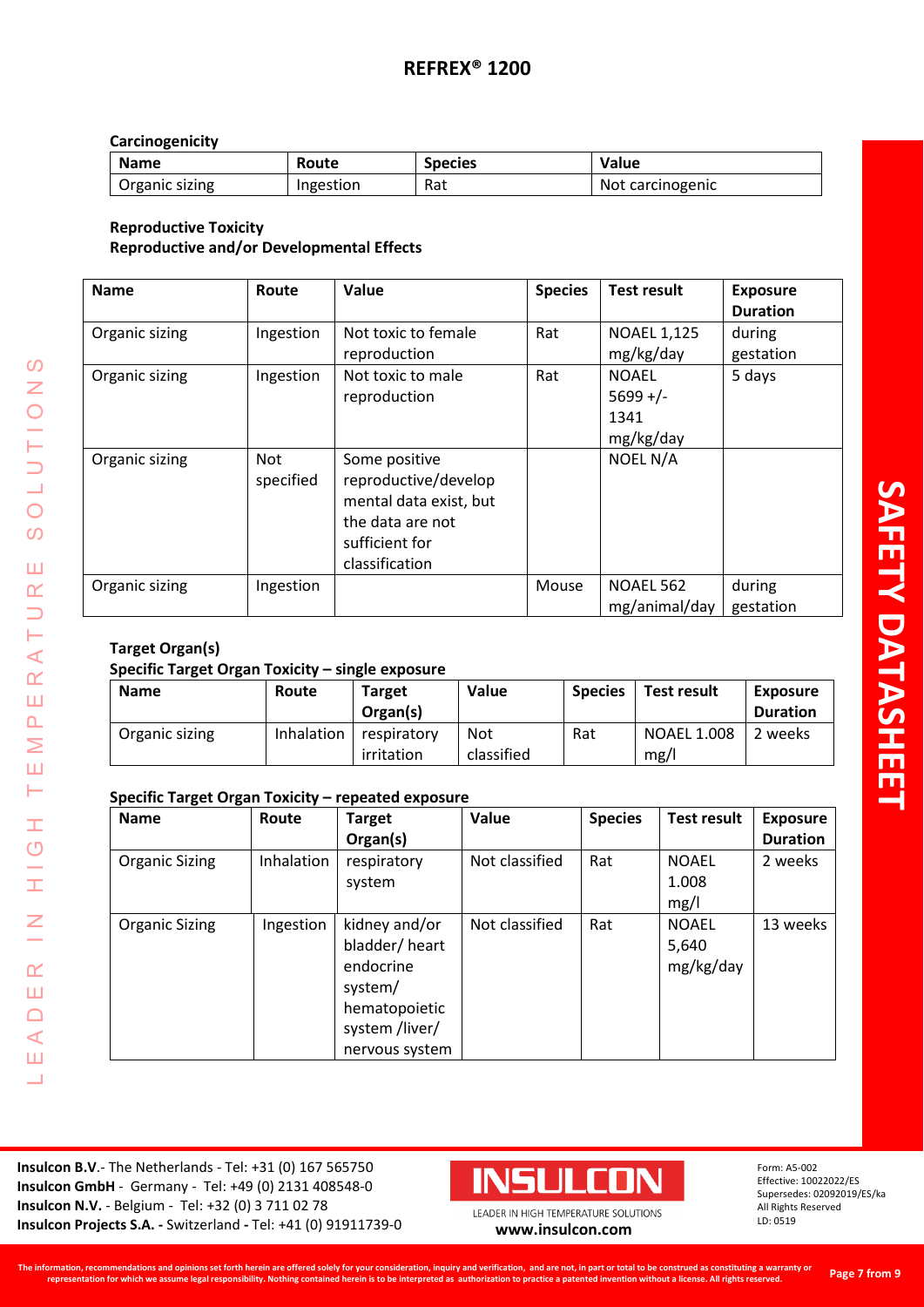**Carcinogenicity**

| Name | Route | Species | Value |
|---|---|---|---|
| Organic sizing | Ingestion | Rat | Not carcinogenic |

**Reproductive Toxicity**

**Reproductive and/or Developmental Effects**

| Name | Route | Value | Species | Test result | Exposure Duration |
|---|---|---|---|---|---|
| Organic sizing | Ingestion | Not toxic to female reproduction | Rat | NOAEL 1,125 mg/kg/day | during gestation |
| Organic sizing | Ingestion | Not toxic to male reproduction | Rat | NOAEL 5699 +/- 1341 mg/kg/day | 5 days |
| Organic sizing | Not specified | Some positive reproductive/developmental data exist, but the data are not sufficient for classification | | NOEL N/A | |
| Organic sizing | Ingestion | | Mouse | NOAEL 562 mg/animal/day | during gestation |

**Target Organ(s)**

**Specific Target Organ Toxicity – single exposure**

| Name | Route | Target Organ(s) | Value | Species | Test result | Exposure Duration |
|---|---|---|---|---|---|---|
| Organic sizing | Inhalation | respiratory irritation | Not classified | Rat | NOAEL 1.008 mg/l | 2 weeks |

**Specific Target Organ Toxicity – repeated exposure**

| Name | Route | Target Organ(s) | Value | Species | Test result | Exposure Duration |
|---|---|---|---|---|---|---|
| Organic Sizing | Inhalation | respiratory system | Not classified | Rat | NOAEL 1.008 mg/l | 2 weeks |
| Organic Sizing | Ingestion | kidney and/or bladder/ heart endocrine system/ hematopoietic system /liver/ nervous system | Not classified | Rat | NOAEL 5,640 mg/kg/day | 13 weeks |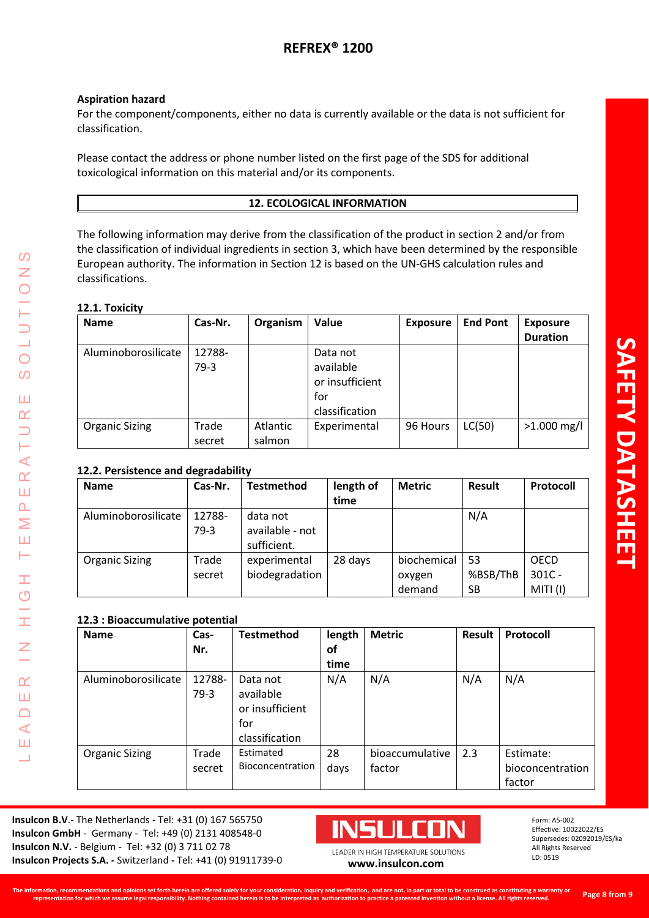### Aspiration hazard

For the component/components, either no data is currently available or the data is not sufficient for classification.

Please contact the address or phone number listed on the first page of the SDS for additional toxicological information on this material and/or its components.

## 12. ECOLOGICAL INFORMATION

The following information may derive from the classification of the product in section 2 and/or from the classification of individual ingredients in section 3, which have been determined by the responsible European authority. The information in Section 12 is based on the UN-GHS calculation rules and classifications.

### 12.1. Toxicity

| Name | Cas-Nr. | Organism | Value | Exposure | End Pont | Exposure Duration |
|---|---|---|---|---|---|---|
| Aluminoborosilicate | 12788-79-3 | | Data not available or insufficient for classification | | | |
| Organic Sizing | Trade secret | Atlantic salmon | Experimental | 96 Hours | LC(50) | >1.000 mg/l |

### 12.2. Persistence and degradability

| Name | Cas-Nr. | Testmethod | length of time | Metric | Result | Protocoll |
|---|---|---|---|---|---|---|
| Aluminoborosilicate | 12788-79-3 | data not available - not sufficient. | | | N/A | |
| Organic Sizing | Trade secret | experimental biodegradation | 28 days | biochemical oxygen demand | 53 %BSB/ThBSB | OECD 301C - MITI (I) |

### 12.3 : Bioaccumulative potential

| Name | Cas-Nr. | Testmethod | length of time | Metric | Result | Protocoll |
|---|---|---|---|---|---|---|
| Aluminoborosilicate | 12788-79-3 | Data not available or insufficient for classification | N/A | N/A | N/A | N/A |
| Organic Sizing | Trade secret | Estimated Bioconcentration | 28 days | bioaccumulative factor | 2.3 | Estimate: bioconcentration factor |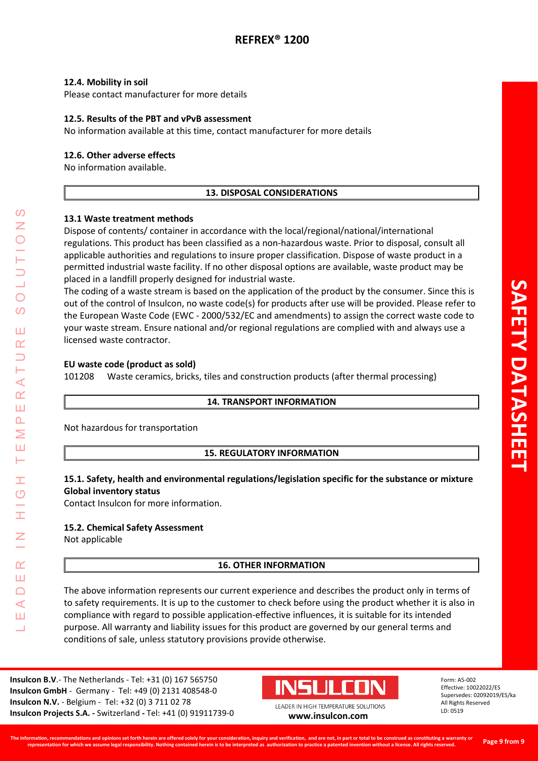#### 12.4. Mobility in soil

Please contact manufacturer for more details

#### 12.5. Results of the PBT and vPvB assessment

No information available at this time, contact manufacturer for more details

#### 12.6. Other adverse effects

No information available.

## 13. DISPOSAL CONSIDERATIONS

#### 13.1 Waste treatment methods

Dispose of contents/ container in accordance with the local/regional/national/international regulations. This product has been classified as a non-hazardous waste. Prior to disposal, consult all applicable authorities and regulations to insure proper classification. Dispose of waste product in a permitted industrial waste facility. If no other disposal options are available, waste product may be placed in a landfill properly designed for industrial waste.

The coding of a waste stream is based on the application of the product by the consumer. Since this is out of the control of Insulcon, no waste code(s) for products after use will be provided. Please refer to the European Waste Code (EWC - 2000/532/EC and amendments) to assign the correct waste code to your waste stream. Ensure national and/or regional regulations are complied with and always use a licensed waste contractor.

#### EU waste code (product as sold)

101208 Waste ceramics, bricks, tiles and construction products (after thermal processing)

## 14. TRANSPORT INFORMATION

Not hazardous for transportation

## 15. REGULATORY INFORMATION

#### 15.1. Safety, health and environmental regulations/legislation specific for the substance or mixture

**Global inventory status**

Contact Insulcon for more information.

#### 15.2. Chemical Safety Assessment

Not applicable

## 16. OTHER INFORMATION

The above information represents our current experience and describes the product only in terms of to safety requirements. It is up to the customer to check before using the product whether it is also in compliance with regard to possible application-effective influences, it is suitable for its intended purpose. All warranty and liability issues for this product are governed by our general terms and conditions of sale, unless statutory provisions provide otherwise.